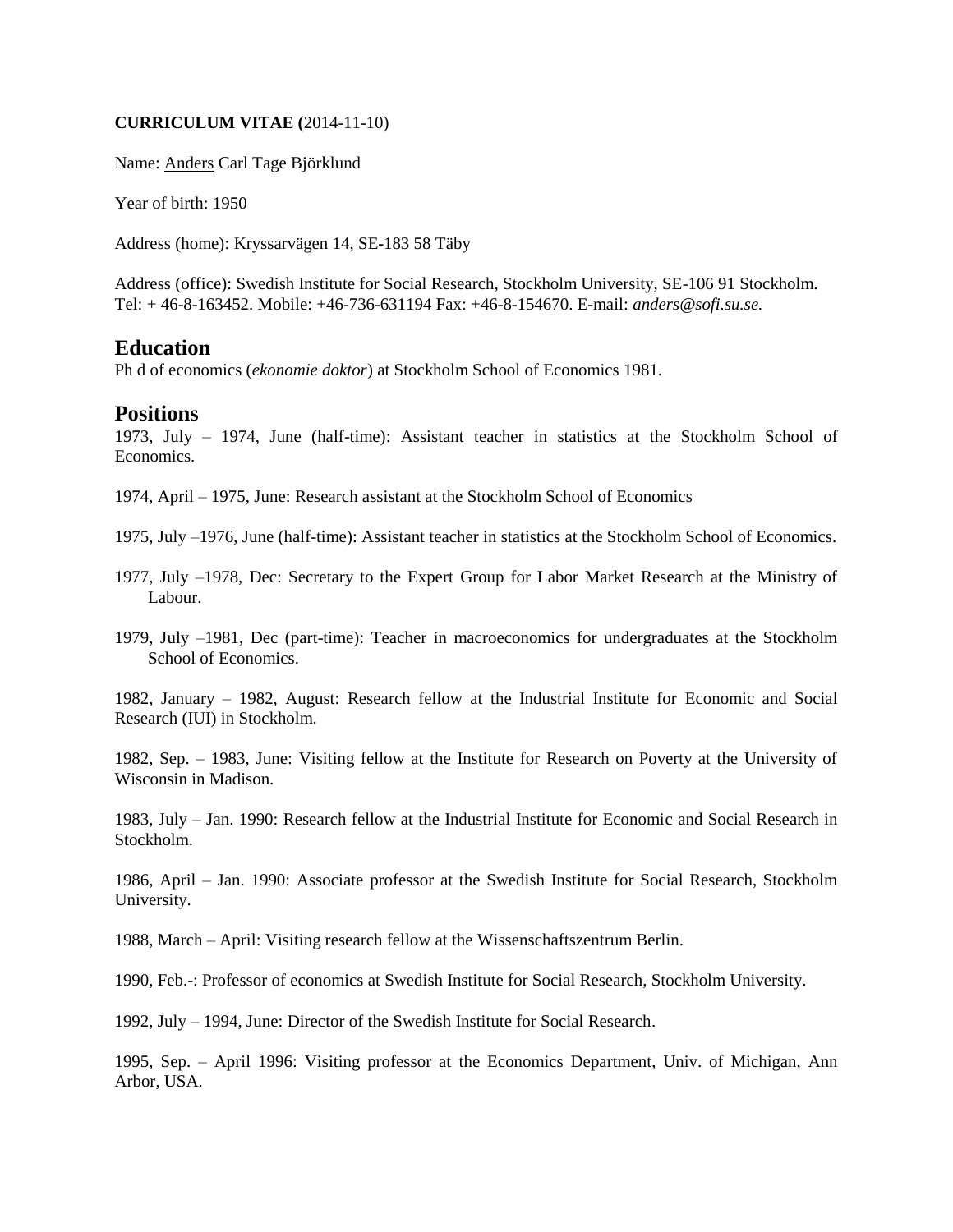**CURRICULUM VITAE (**2014-11-10)

Name: Anders Carl Tage Björklund

Year of birth: 1950

Address (home): Kryssarvägen 14, SE-183 58 Täby

Address (office): Swedish Institute for Social Research, Stockholm University, SE-106 91 Stockholm. Tel: + 46-8-163452. Mobile: +46-736-631194 Fax: +46-8-154670. E-mail: *anders@sofi.su.se.*

## Education

Ph d of economics (*ekonomie doktor*) at Stockholm School of Economics 1981.

## Positions

1973, July – 1974, June (half-time): Assistant teacher in statistics at the Stockholm School of Economics.

1974, April – 1975, June: Research assistant at the Stockholm School of Economics

1975, July –1976, June (half-time): Assistant teacher in statistics at the Stockholm School of Economics.

1977, July –1978, Dec: Secretary to the Expert Group for Labor Market Research at the Ministry of Labour.

1979, July –1981, Dec (part-time): Teacher in macroeconomics for undergraduates at the Stockholm School of Economics.

1982, January – 1982, August: Research fellow at the Industrial Institute for Economic and Social Research (IUI) in Stockholm.

1982, Sep. – 1983, June: Visiting fellow at the Institute for Research on Poverty at the University of Wisconsin in Madison.

1983, July – Jan. 1990: Research fellow at the Industrial Institute for Economic and Social Research in Stockholm.

1986, April – Jan. 1990: Associate professor at the Swedish Institute for Social Research, Stockholm University.

1988, March – April: Visiting research fellow at the Wissenschaftszentrum Berlin.

1990, Feb.-: Professor of economics at Swedish Institute for Social Research, Stockholm University.

1992, July – 1994, June: Director of the Swedish Institute for Social Research.

1995, Sep. – April 1996: Visiting professor at the Economics Department, Univ. of Michigan, Ann Arbor, USA.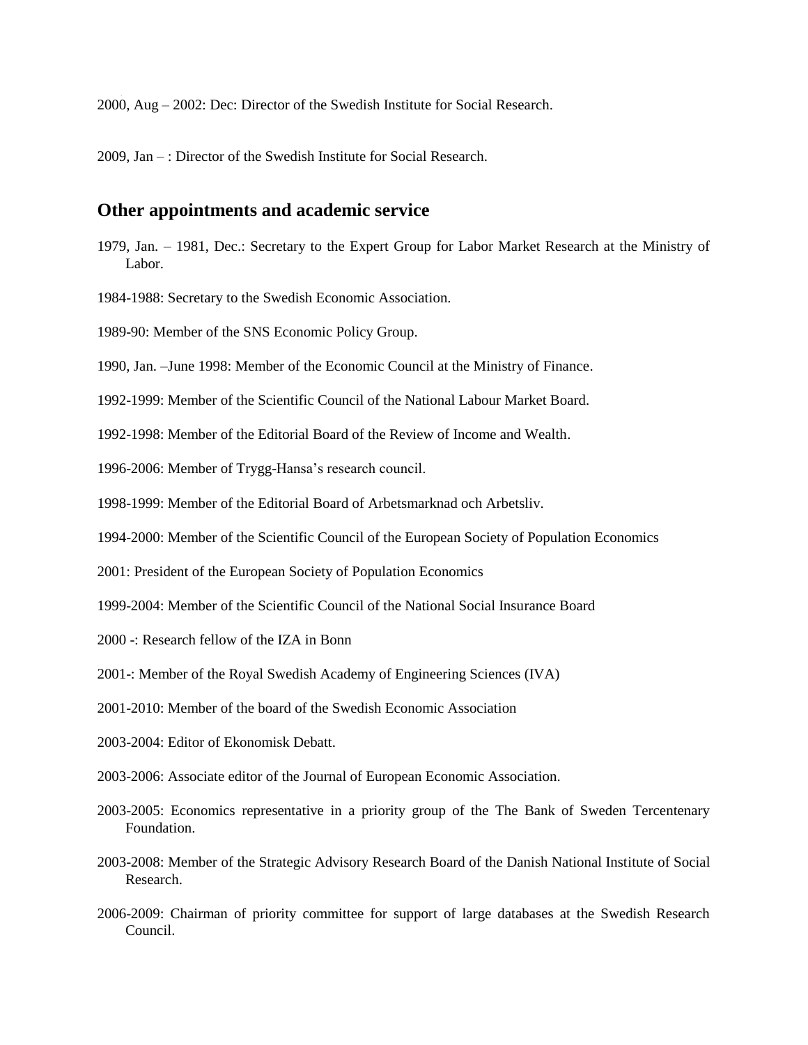2000, Aug – 2002: Dec: Director of the Swedish Institute for Social Research.

2009, Jan – : Director of the Swedish Institute for Social Research.

## Other appointments and academic service

1979, Jan. – 1981, Dec.: Secretary to the Expert Group for Labor Market Research at the Ministry of Labor.

1984-1988: Secretary to the Swedish Economic Association.

1989-90: Member of the SNS Economic Policy Group.

1990, Jan. –June 1998: Member of the Economic Council at the Ministry of Finance.

1992-1999: Member of the Scientific Council of the National Labour Market Board.

1992-1998: Member of the Editorial Board of the Review of Income and Wealth.

1996-2006: Member of Trygg-Hansa's research council.

1998-1999: Member of the Editorial Board of Arbetsmarknad och Arbetsliv.

1994-2000: Member of the Scientific Council of the European Society of Population Economics

2001: President of the European Society of Population Economics

1999-2004: Member of the Scientific Council of the National Social Insurance Board

2000 -: Research fellow of the IZA in Bonn

2001-: Member of the Royal Swedish Academy of Engineering Sciences (IVA)

2001-2010: Member of the board of the Swedish Economic Association

2003-2004: Editor of Ekonomisk Debatt.

2003-2006: Associate editor of the Journal of European Economic Association.

2003-2005: Economics representative in a priority group of the The Bank of Sweden Tercentenary Foundation.

2003-2008: Member of the Strategic Advisory Research Board of the Danish National Institute of Social Research.

2006-2009: Chairman of priority committee for support of large databases at the Swedish Research Council.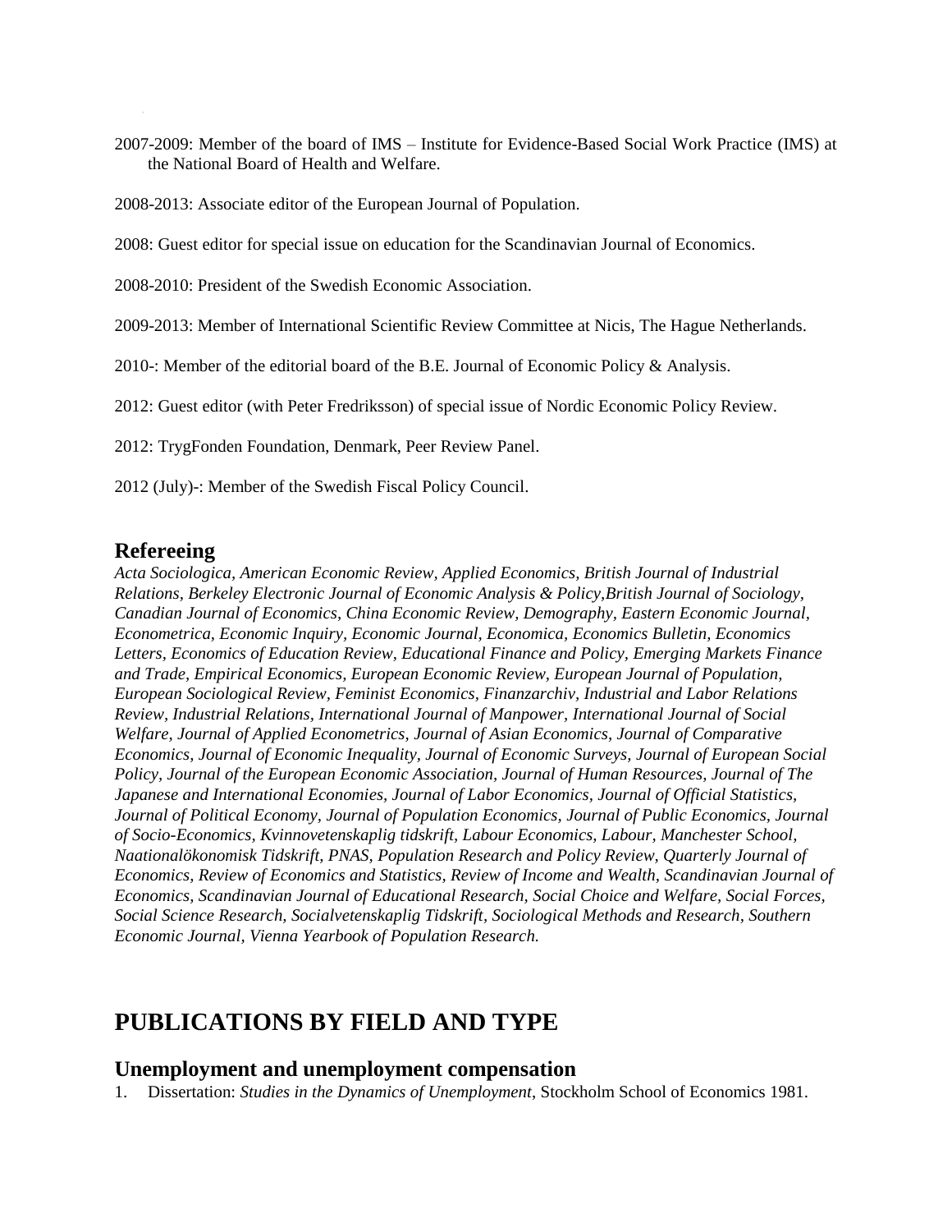2007-2009: Member of the board of IMS – Institute for Evidence-Based Social Work Practice (IMS) at the National Board of Health and Welfare.

2008-2013: Associate editor of the European Journal of Population.

2008: Guest editor for special issue on education for the Scandinavian Journal of Economics.

2008-2010: President of the Swedish Economic Association.

2009-2013: Member of International Scientific Review Committee at Nicis, The Hague Netherlands.

2010-: Member of the editorial board of the B.E. Journal of Economic Policy & Analysis.

2012: Guest editor (with Peter Fredriksson) of special issue of Nordic Economic Policy Review.

2012: TrygFonden Foundation, Denmark, Peer Review Panel.

2012 (July)-: Member of the Swedish Fiscal Policy Council.

## Refereeing

*Acta Sociologica, American Economic Review, Applied Economics, British Journal of Industrial Relations, Berkeley Electronic Journal of Economic Analysis & Policy,British Journal of Sociology, Canadian Journal of Economics, China Economic Review, Demography, Eastern Economic Journal, Econometrica, Economic Inquiry, Economic Journal, Economica, Economics Bulletin, Economics Letters, Economics of Education Review, Educational Finance and Policy, Emerging Markets Finance and Trade, Empirical Economics, European Economic Review, European Journal of Population, European Sociological Review, Feminist Economics, Finanzarchiv, Industrial and Labor Relations Review, Industrial Relations, International Journal of Manpower, International Journal of Social Welfare, Journal of Applied Econometrics, Journal of Asian Economics, Journal of Comparative Economics, Journal of Economic Inequality, Journal of Economic Surveys, Journal of European Social Policy, Journal of the European Economic Association, Journal of Human Resources, Journal of The Japanese and International Economies, Journal of Labor Economics, Journal of Official Statistics, Journal of Political Economy, Journal of Population Economics, Journal of Public Economics, Journal of Socio-Economics, Kvinnovetenskaplig tidskrift, Labour Economics, Labour, Manchester School, Naationalökonomisk Tidskrift, PNAS, Population Research and Policy Review, Quarterly Journal of Economics, Review of Economics and Statistics, Review of Income and Wealth, Scandinavian Journal of Economics, Scandinavian Journal of Educational Research, Social Choice and Welfare, Social Forces, Social Science Research, Socialvetenskaplig Tidskrift, Sociological Methods and Research, Southern Economic Journal, Vienna Yearbook of Population Research.*

# PUBLICATIONS BY FIELD AND TYPE

## Unemployment and unemployment compensation

1. Dissertation: *Studies in the Dynamics of Unemployment*, Stockholm School of Economics 1981.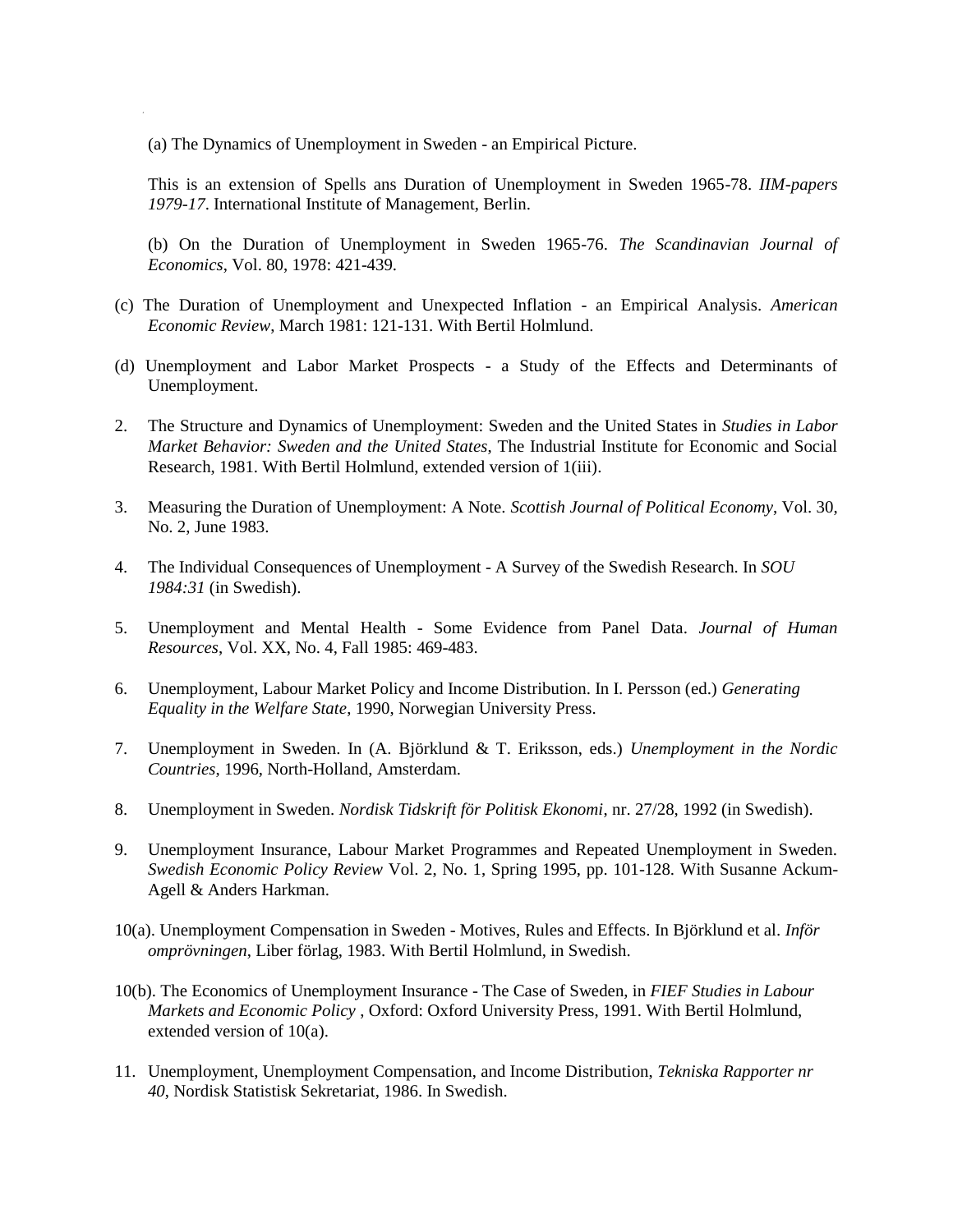(a) The Dynamics of Unemployment in Sweden - an Empirical Picture.

This is an extension of Spells ans Duration of Unemployment in Sweden 1965-78. *IIM-papers 1979-17*. International Institute of Management, Berlin.

(b) On the Duration of Unemployment in Sweden 1965-76. *The Scandinavian Journal of Economics*, Vol. 80, 1978: 421-439.

(c) The Duration of Unemployment and Unexpected Inflation - an Empirical Analysis. *American Economic Review*, March 1981: 121-131. With Bertil Holmlund.

(d) Unemployment and Labor Market Prospects - a Study of the Effects and Determinants of Unemployment.

2. The Structure and Dynamics of Unemployment: Sweden and the United States in *Studies in Labor Market Behavior: Sweden and the United States*, The Industrial Institute for Economic and Social Research, 1981. With Bertil Holmlund, extended version of 1(iii).

3. Measuring the Duration of Unemployment: A Note. *Scottish Journal of Political Economy*, Vol. 30, No. 2, June 1983.

4. The Individual Consequences of Unemployment - A Survey of the Swedish Research. In *SOU 1984:31* (in Swedish).

5. Unemployment and Mental Health - Some Evidence from Panel Data. *Journal of Human Resources*, Vol. XX, No. 4, Fall 1985: 469-483.

6. Unemployment, Labour Market Policy and Income Distribution. In I. Persson (ed.) *Generating Equality in the Welfare State*, 1990, Norwegian University Press.

7. Unemployment in Sweden. In (A. Björklund & T. Eriksson, eds.) *Unemployment in the Nordic Countries*, 1996, North-Holland, Amsterdam.

8. Unemployment in Sweden. *Nordisk Tidskrift för Politisk Ekonomi*, nr. 27/28, 1992 (in Swedish).

9. Unemployment Insurance, Labour Market Programmes and Repeated Unemployment in Sweden. *Swedish Economic Policy Review* Vol. 2, No. 1, Spring 1995, pp. 101-128. With Susanne Ackum-Agell & Anders Harkman.

10(a). Unemployment Compensation in Sweden - Motives, Rules and Effects. In Björklund et al. *Inför omprövningen*, Liber förlag, 1983. With Bertil Holmlund, in Swedish.

10(b). The Economics of Unemployment Insurance - The Case of Sweden, in *FIEF Studies in Labour Markets and Economic Policy* , Oxford: Oxford University Press, 1991. With Bertil Holmlund, extended version of 10(a).

11. Unemployment, Unemployment Compensation, and Income Distribution, *Tekniska Rapporter nr 40*, Nordisk Statistisk Sekretariat, 1986. In Swedish.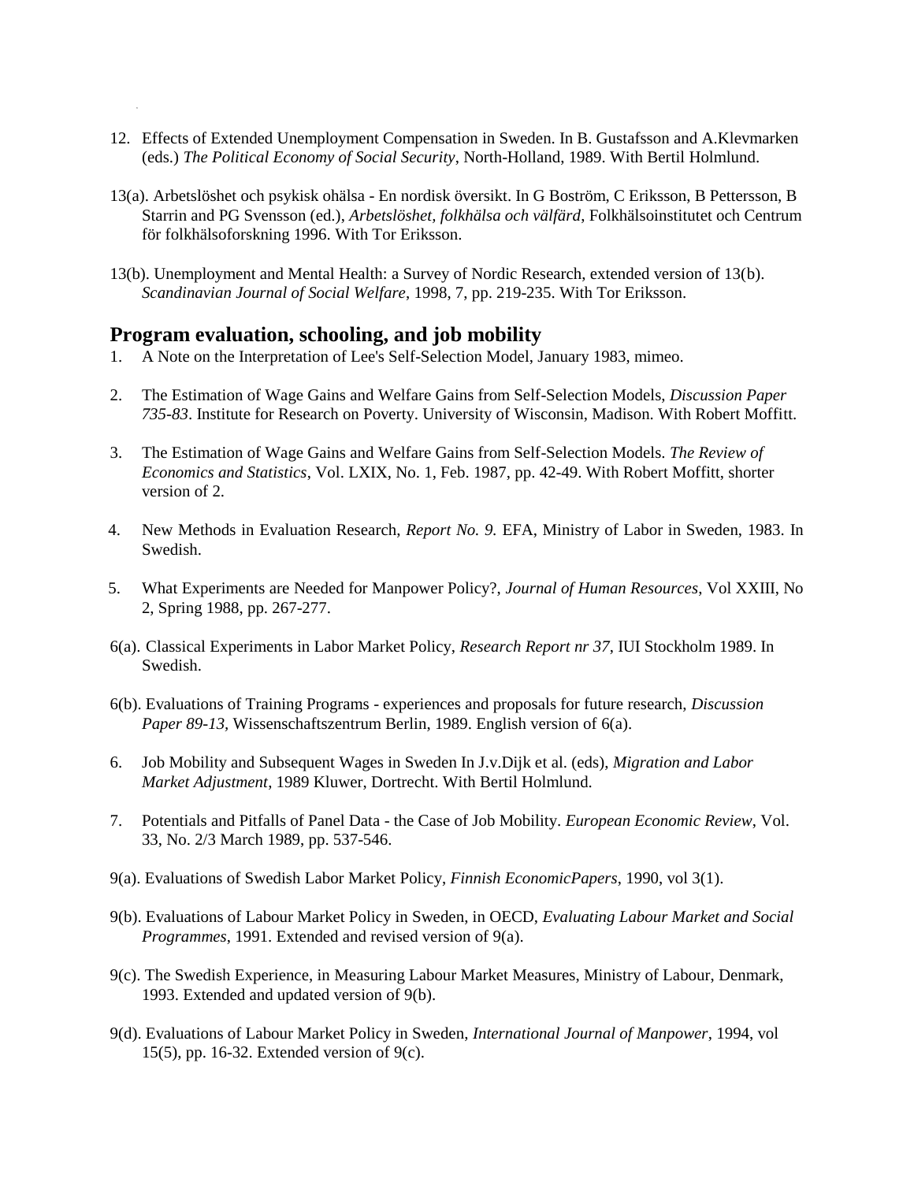12. Effects of Extended Unemployment Compensation in Sweden. In B. Gustafsson and A.Klevmarken (eds.) *The Political Economy of Social Security*, North-Holland, 1989. With Bertil Holmlund.

13(a). Arbetslöshet och psykisk ohälsa - En nordisk översikt. In G Boström, C Eriksson, B Pettersson, B Starrin and PG Svensson (ed.), *Arbetslöshet, folkhälsa och välfärd*, Folkhälsoinstitutet och Centrum för folkhälsoforskning 1996. With Tor Eriksson.

13(b). Unemployment and Mental Health: a Survey of Nordic Research, extended version of 13(b). *Scandinavian Journal of Social Welfare*, 1998, 7, pp. 219-235. With Tor Eriksson.

## Program evaluation, schooling, and job mobility

1. A Note on the Interpretation of Lee's Self-Selection Model, January 1983, mimeo.

2. The Estimation of Wage Gains and Welfare Gains from Self-Selection Models, *Discussion Paper 735-83*. Institute for Research on Poverty. University of Wisconsin, Madison. With Robert Moffitt.

3. The Estimation of Wage Gains and Welfare Gains from Self-Selection Models. *The Review of Economics and Statistics*, Vol. LXIX, No. 1, Feb. 1987, pp. 42-49. With Robert Moffitt, shorter version of 2.

4. New Methods in Evaluation Research, *Report No. 9.* EFA, Ministry of Labor in Sweden, 1983. In Swedish.

5. What Experiments are Needed for Manpower Policy?, *Journal of Human Resources*, Vol XXIII, No 2, Spring 1988, pp. 267-277.

6(a). Classical Experiments in Labor Market Policy, *Research Report nr 37*, IUI Stockholm 1989. In Swedish.

6(b). Evaluations of Training Programs - experiences and proposals for future research, *Discussion Paper 89-13*, Wissenschaftszentrum Berlin, 1989. English version of 6(a).

6. Job Mobility and Subsequent Wages in Sweden In J.v.Dijk et al. (eds), *Migration and Labor Market Adjustment*, 1989 Kluwer, Dortrecht. With Bertil Holmlund.

7. Potentials and Pitfalls of Panel Data - the Case of Job Mobility. *European Economic Review*, Vol. 33, No. 2/3 March 1989, pp. 537-546.

9(a). Evaluations of Swedish Labor Market Policy, *Finnish EconomicPapers*, 1990, vol 3(1).

9(b). Evaluations of Labour Market Policy in Sweden, in OECD, *Evaluating Labour Market and Social Programmes*, 1991. Extended and revised version of 9(a).

9(c). The Swedish Experience, in Measuring Labour Market Measures, Ministry of Labour, Denmark, 1993. Extended and updated version of 9(b).

9(d). Evaluations of Labour Market Policy in Sweden, *International Journal of Manpower*, 1994, vol 15(5), pp. 16-32. Extended version of 9(c).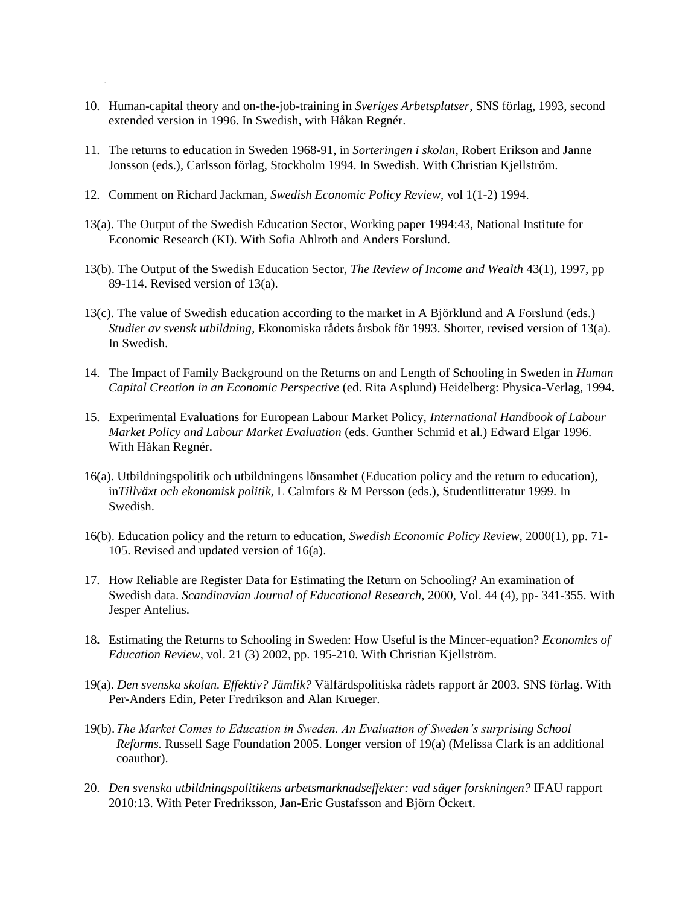10. Human-capital theory and on-the-job-training in *Sveriges Arbetsplatser*, SNS förlag, 1993, second extended version in 1996. In Swedish, with Håkan Regnér.

11. The returns to education in Sweden 1968-91, in *Sorteringen i skolan*, Robert Erikson and Janne Jonsson (eds.), Carlsson förlag, Stockholm 1994. In Swedish. With Christian Kjellström.

12. Comment on Richard Jackman, *Swedish Economic Policy Review*, vol 1(1-2) 1994.

13(a). The Output of the Swedish Education Sector, Working paper 1994:43, National Institute for Economic Research (KI). With Sofia Ahlroth and Anders Forslund.

13(b). The Output of the Swedish Education Sector, *The Review of Income and Wealth* 43(1), 1997, pp 89-114. Revised version of 13(a).

13(c). The value of Swedish education according to the market in A Björklund and A Forslund (eds.) *Studier av svensk utbildning*, Ekonomiska rådets årsbok för 1993. Shorter, revised version of 13(a). In Swedish.

14. The Impact of Family Background on the Returns on and Length of Schooling in Sweden in *Human Capital Creation in an Economic Perspective* (ed. Rita Asplund) Heidelberg: Physica-Verlag, 1994.

15. Experimental Evaluations for European Labour Market Policy, *International Handbook of Labour Market Policy and Labour Market Evaluation* (eds. Gunther Schmid et al.) Edward Elgar 1996. With Håkan Regnér.

16(a). Utbildningspolitik och utbildningens lönsamhet (Education policy and the return to education), in*Tillväxt och ekonomisk politik*, L Calmfors & M Persson (eds.), Studentlitteratur 1999. In Swedish.

16(b). Education policy and the return to education, *Swedish Economic Policy Review*, 2000(1), pp. 71-105. Revised and updated version of 16(a).

17. How Reliable are Register Data for Estimating the Return on Schooling? An examination of Swedish data. *Scandinavian Journal of Educational Research,* 2000, Vol. 44 (4), pp- 341-355. With Jesper Antelius.

18**.** Estimating the Returns to Schooling in Sweden: How Useful is the Mincer-equation? *Economics of Education Review*, vol. 21 (3) 2002, pp. 195-210. With Christian Kjellström.

19(a). *Den svenska skolan. Effektiv? Jämlik?* Välfärdspolitiska rådets rapport år 2003. SNS förlag. With Per-Anders Edin, Peter Fredrikson and Alan Krueger.

19(b). *The Market Comes to Education in Sweden. An Evaluation of Sweden's surprising School Reforms.* Russell Sage Foundation 2005. Longer version of 19(a) (Melissa Clark is an additional coauthor).

20. *Den svenska utbildningspolitikens arbetsmarknadseffekter: vad säger forskningen?* IFAU rapport 2010:13. With Peter Fredriksson, Jan-Eric Gustafsson and Björn Öckert.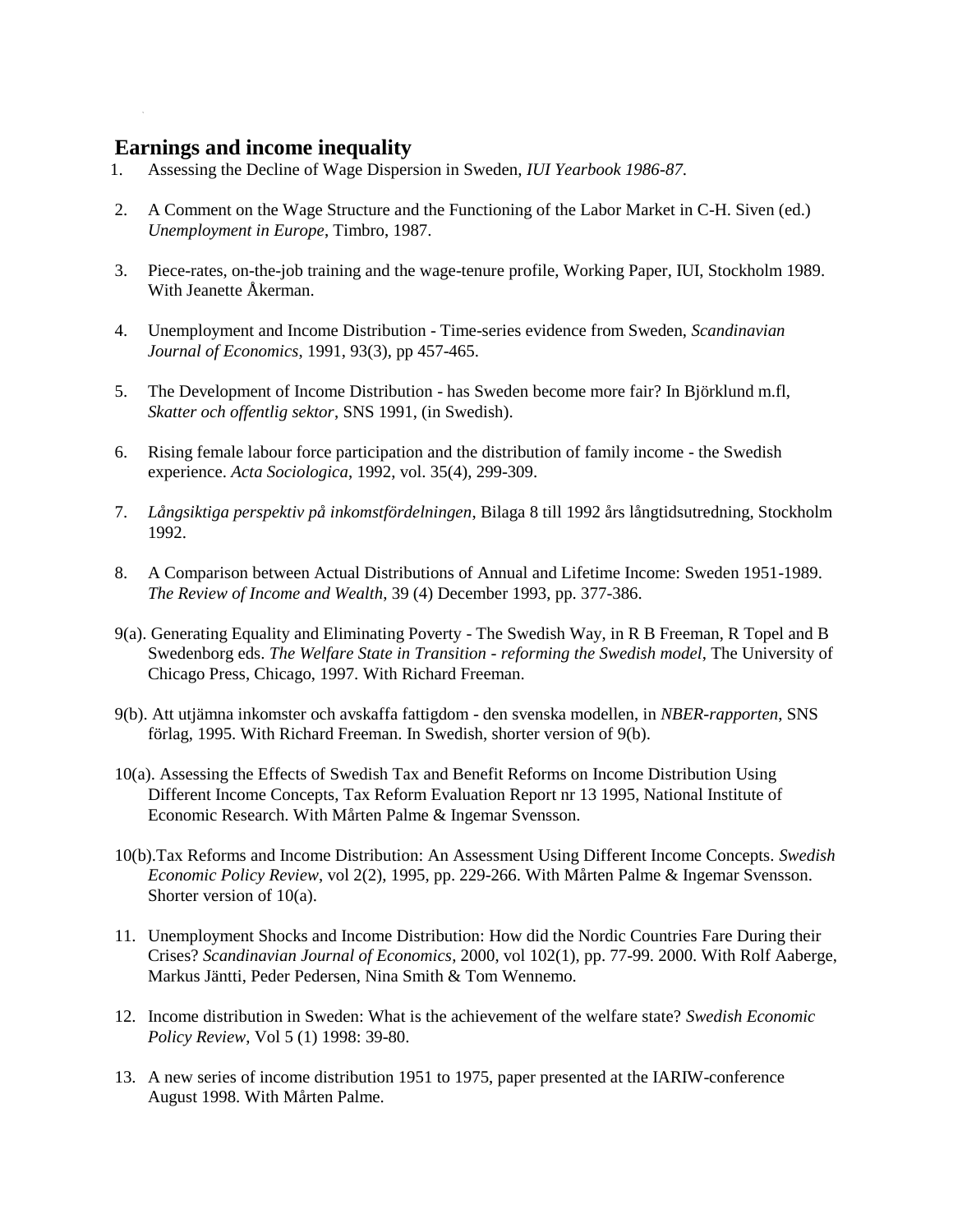## Earnings and income inequality

1. Assessing the Decline of Wage Dispersion in Sweden, *IUI Yearbook 1986-87*.

2. A Comment on the Wage Structure and the Functioning of the Labor Market in C-H. Siven (ed.) *Unemployment in Europe*, Timbro, 1987.

3. Piece-rates, on-the-job training and the wage-tenure profile, Working Paper, IUI, Stockholm 1989. With Jeanette Åkerman.

4. Unemployment and Income Distribution - Time-series evidence from Sweden, *Scandinavian Journal of Economics*, 1991, 93(3), pp 457-465.

5. The Development of Income Distribution - has Sweden become more fair? In Björklund m.fl, *Skatter och offentlig sektor*, SNS 1991, (in Swedish).

6. Rising female labour force participation and the distribution of family income - the Swedish experience. *Acta Sociologica*, 1992, vol. 35(4), 299-309.

7. *Långsiktiga perspektiv på inkomstfördelningen*, Bilaga 8 till 1992 års långtidsutredning, Stockholm 1992.

8. A Comparison between Actual Distributions of Annual and Lifetime Income: Sweden 1951-1989. *The Review of Income and Wealth*, 39 (4) December 1993, pp. 377-386.

9(a). Generating Equality and Eliminating Poverty - The Swedish Way, in R B Freeman, R Topel and B Swedenborg eds. *The Welfare State in Transition - reforming the Swedish model*, The University of Chicago Press, Chicago, 1997. With Richard Freeman.

9(b). Att utjämna inkomster och avskaffa fattigdom - den svenska modellen, in *NBER-rapporten*, SNS förlag, 1995. With Richard Freeman. In Swedish, shorter version of 9(b).

10(a). Assessing the Effects of Swedish Tax and Benefit Reforms on Income Distribution Using Different Income Concepts, Tax Reform Evaluation Report nr 13 1995, National Institute of Economic Research. With Mårten Palme & Ingemar Svensson.

10(b).Tax Reforms and Income Distribution: An Assessment Using Different Income Concepts. *Swedish Economic Policy Review*, vol 2(2), 1995, pp. 229-266. With Mårten Palme & Ingemar Svensson. Shorter version of 10(a).

11. Unemployment Shocks and Income Distribution: How did the Nordic Countries Fare During their Crises? *Scandinavian Journal of Economics*, 2000, vol 102(1), pp. 77-99. 2000. With Rolf Aaberge, Markus Jäntti, Peder Pedersen, Nina Smith & Tom Wennemo.

12. Income distribution in Sweden: What is the achievement of the welfare state? *Swedish Economic Policy Review*, Vol 5 (1) 1998: 39-80.

13. A new series of income distribution 1951 to 1975, paper presented at the IARIW-conference August 1998. With Mårten Palme.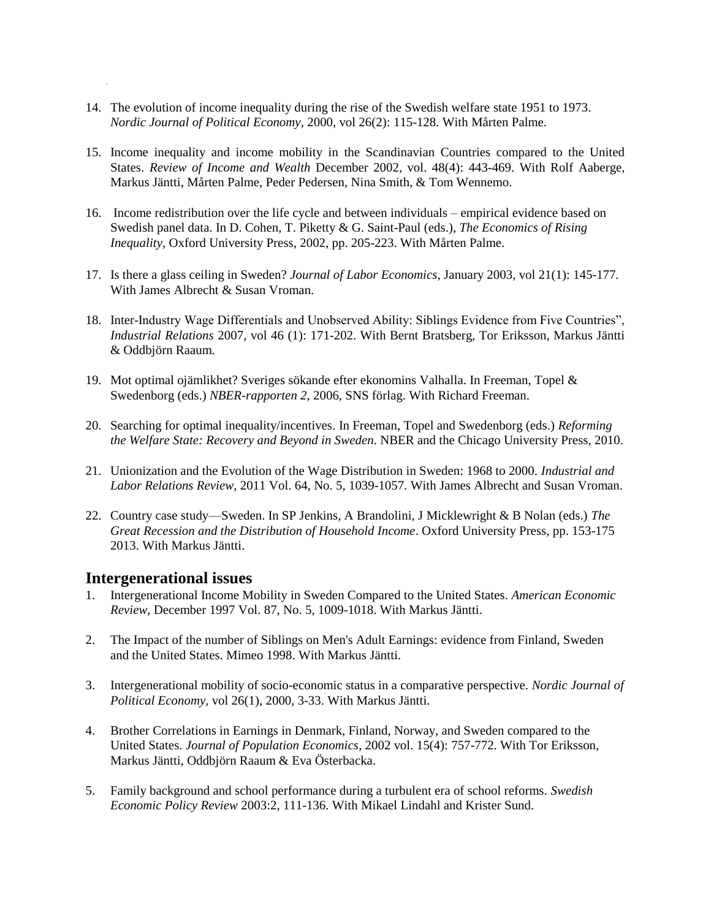14. The evolution of income inequality during the rise of the Swedish welfare state 1951 to 1973. *Nordic Journal of Political Economy*, 2000, vol 26(2): 115-128. With Mårten Palme.

15. Income inequality and income mobility in the Scandinavian Countries compared to the United States. *Review of Income and Wealth* December 2002, vol. 48(4): 443-469. With Rolf Aaberge, Markus Jäntti, Mårten Palme, Peder Pedersen, Nina Smith, & Tom Wennemo.

16. Income redistribution over the life cycle and between individuals – empirical evidence based on Swedish panel data. In D. Cohen, T. Piketty & G. Saint-Paul (eds.), *The Economics of Rising Inequality*, Oxford University Press, 2002, pp. 205-223. With Mårten Palme.

17. Is there a glass ceiling in Sweden? *Journal of Labor Economics*, January 2003, vol 21(1): 145-177. With James Albrecht & Susan Vroman.

18. Inter-Industry Wage Differentials and Unobserved Ability: Siblings Evidence from Five Countries", *Industrial Relations* 2007, vol 46 (1): 171-202. With Bernt Bratsberg, Tor Eriksson, Markus Jäntti & Oddbjörn Raaum.

19. Mot optimal ojämlikhet? Sveriges sökande efter ekonomins Valhalla. In Freeman, Topel & Swedenborg (eds.) *NBER-rapporten 2*, 2006, SNS förlag. With Richard Freeman.

20. Searching for optimal inequality/incentives. In Freeman, Topel and Swedenborg (eds.) *Reforming the Welfare State: Recovery and Beyond in Sweden*. NBER and the Chicago University Press, 2010.

21. Unionization and the Evolution of the Wage Distribution in Sweden: 1968 to 2000. *Industrial and Labor Relations Review*, 2011 Vol. 64, No. 5, 1039-1057. With James Albrecht and Susan Vroman.

22. Country case study—Sweden. In SP Jenkins, A Brandolini, J Micklewright & B Nolan (eds.) *The Great Recession and the Distribution of Household Income*. Oxford University Press, pp. 153-175 2013. With Markus Jäntti.

## Intergenerational issues

1. Intergenerational Income Mobility in Sweden Compared to the United States. *American Economic Review*, December 1997 Vol. 87, No. 5, 1009-1018. With Markus Jäntti.

2. The Impact of the number of Siblings on Men's Adult Earnings: evidence from Finland, Sweden and the United States. Mimeo 1998. With Markus Jäntti.

3. Intergenerational mobility of socio-economic status in a comparative perspective. *Nordic Journal of Political Economy,* vol 26(1), 2000, 3-33. With Markus Jäntti.

4. Brother Correlations in Earnings in Denmark, Finland, Norway, and Sweden compared to the United States. *Journal of Population Economics*, 2002 vol. 15(4): 757-772. With Tor Eriksson, Markus Jäntti, Oddbjörn Raaum & Eva Österbacka.

5. Family background and school performance during a turbulent era of school reforms. *Swedish Economic Policy Review* 2003:2, 111-136. With Mikael Lindahl and Krister Sund.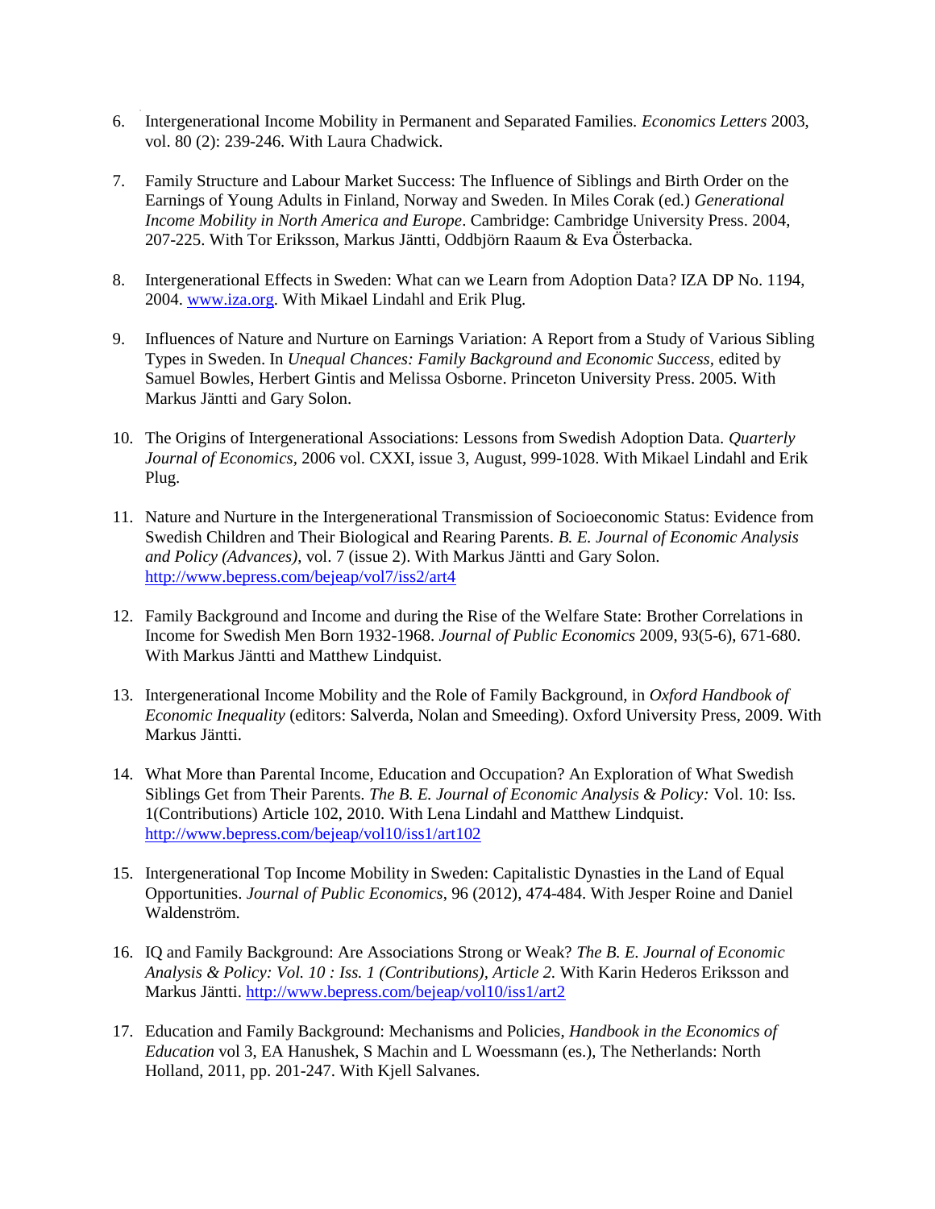6. Intergenerational Income Mobility in Permanent and Separated Families. *Economics Letters* 2003, vol. 80 (2): 239-246. With Laura Chadwick.

7. Family Structure and Labour Market Success: The Influence of Siblings and Birth Order on the Earnings of Young Adults in Finland, Norway and Sweden. In Miles Corak (ed.) *Generational Income Mobility in North America and Europe*. Cambridge: Cambridge University Press. 2004, 207-225. With Tor Eriksson, Markus Jäntti, Oddbjörn Raaum & Eva Österbacka.

8. Intergenerational Effects in Sweden: What can we Learn from Adoption Data? IZA DP No. 1194, 2004. www.iza.org. With Mikael Lindahl and Erik Plug.

9. Influences of Nature and Nurture on Earnings Variation: A Report from a Study of Various Sibling Types in Sweden. In *Unequal Chances: Family Background and Economic Success*, edited by Samuel Bowles, Herbert Gintis and Melissa Osborne. Princeton University Press. 2005. With Markus Jäntti and Gary Solon.

10. The Origins of Intergenerational Associations: Lessons from Swedish Adoption Data. *Quarterly Journal of Economics*, 2006 vol. CXXI, issue 3, August, 999-1028. With Mikael Lindahl and Erik Plug.

11. Nature and Nurture in the Intergenerational Transmission of Socioeconomic Status: Evidence from Swedish Children and Their Biological and Rearing Parents. *B. E. Journal of Economic Analysis and Policy (Advances)*, vol. 7 (issue 2). With Markus Jäntti and Gary Solon. http://www.bepress.com/bejeap/vol7/iss2/art4

12. Family Background and Income and during the Rise of the Welfare State: Brother Correlations in Income for Swedish Men Born 1932-1968. *Journal of Public Economics* 2009, 93(5-6), 671-680. With Markus Jäntti and Matthew Lindquist.

13. Intergenerational Income Mobility and the Role of Family Background, in *Oxford Handbook of Economic Inequality* (editors: Salverda, Nolan and Smeeding). Oxford University Press, 2009. With Markus Jäntti.

14. What More than Parental Income, Education and Occupation? An Exploration of What Swedish Siblings Get from Their Parents. *The B. E. Journal of Economic Analysis & Policy:* Vol. 10: Iss. 1(Contributions) Article 102, 2010. With Lena Lindahl and Matthew Lindquist. http://www.bepress.com/bejeap/vol10/iss1/art102

15. Intergenerational Top Income Mobility in Sweden: Capitalistic Dynasties in the Land of Equal Opportunities. *Journal of Public Economics*, 96 (2012), 474-484. With Jesper Roine and Daniel Waldenström.

16. IQ and Family Background: Are Associations Strong or Weak? *The B. E. Journal of Economic Analysis & Policy: Vol. 10 : Iss. 1 (Contributions), Article 2.* With Karin Hederos Eriksson and Markus Jäntti. http://www.bepress.com/bejeap/vol10/iss1/art2

17. Education and Family Background: Mechanisms and Policies, *Handbook in the Economics of Education* vol 3, EA Hanushek, S Machin and L Woessmann (es.), The Netherlands: North Holland, 2011, pp. 201-247. With Kjell Salvanes.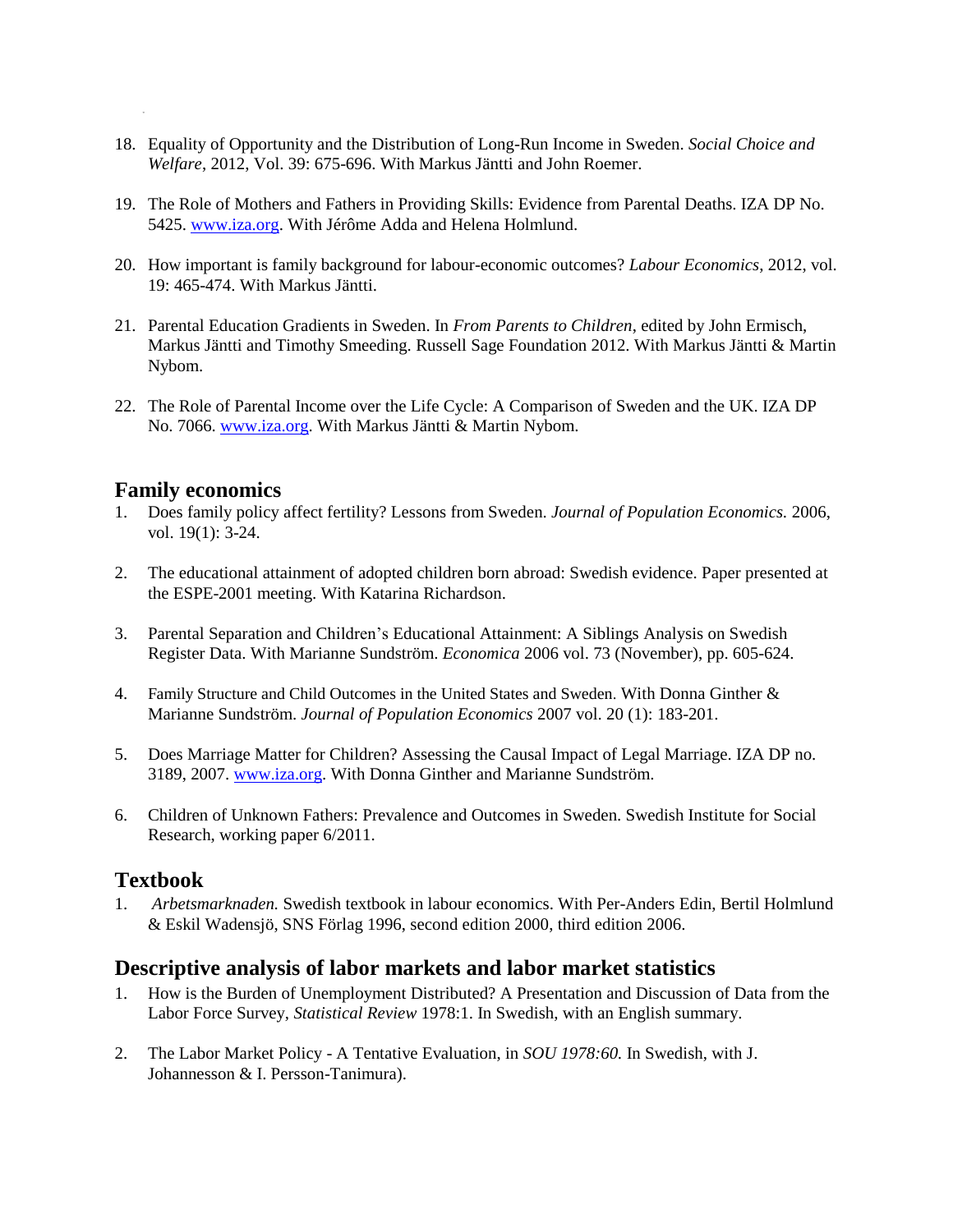18. Equality of Opportunity and the Distribution of Long-Run Income in Sweden. *Social Choice and Welfare*, 2012, Vol. 39: 675-696. With Markus Jäntti and John Roemer.

19. The Role of Mothers and Fathers in Providing Skills: Evidence from Parental Deaths. IZA DP No. 5425. www.iza.org. With Jérôme Adda and Helena Holmlund.

20. How important is family background for labour-economic outcomes? *Labour Economics*, 2012, vol. 19: 465-474. With Markus Jäntti.

21. Parental Education Gradients in Sweden. In *From Parents to Children*, edited by John Ermisch, Markus Jäntti and Timothy Smeeding. Russell Sage Foundation 2012. With Markus Jäntti & Martin Nybom.

22. The Role of Parental Income over the Life Cycle: A Comparison of Sweden and the UK. IZA DP No. 7066. www.iza.org. With Markus Jäntti & Martin Nybom.

## Family economics

1. Does family policy affect fertility? Lessons from Sweden. *Journal of Population Economics.* 2006, vol. 19(1): 3-24.

2. The educational attainment of adopted children born abroad: Swedish evidence. Paper presented at the ESPE-2001 meeting. With Katarina Richardson.

3. Parental Separation and Children's Educational Attainment: A Siblings Analysis on Swedish Register Data. With Marianne Sundström. *Economica* 2006 vol. 73 (November), pp. 605-624.

4. Family Structure and Child Outcomes in the United States and Sweden. With Donna Ginther & Marianne Sundström. *Journal of Population Economics* 2007 vol. 20 (1): 183-201.

5. Does Marriage Matter for Children? Assessing the Causal Impact of Legal Marriage. IZA DP no. 3189, 2007. www.iza.org. With Donna Ginther and Marianne Sundström.

6. Children of Unknown Fathers: Prevalence and Outcomes in Sweden. Swedish Institute for Social Research, working paper 6/2011.

## Textbook

1. *Arbetsmarknaden.* Swedish textbook in labour economics. With Per-Anders Edin, Bertil Holmlund & Eskil Wadensjö, SNS Förlag 1996, second edition 2000, third edition 2006.

## Descriptive analysis of labor markets and labor market statistics

1. How is the Burden of Unemployment Distributed? A Presentation and Discussion of Data from the Labor Force Survey, *Statistical Review* 1978:1. In Swedish, with an English summary.

2. The Labor Market Policy - A Tentative Evaluation, in *SOU 1978:60.* In Swedish, with J. Johannesson & I. Persson-Tanimura).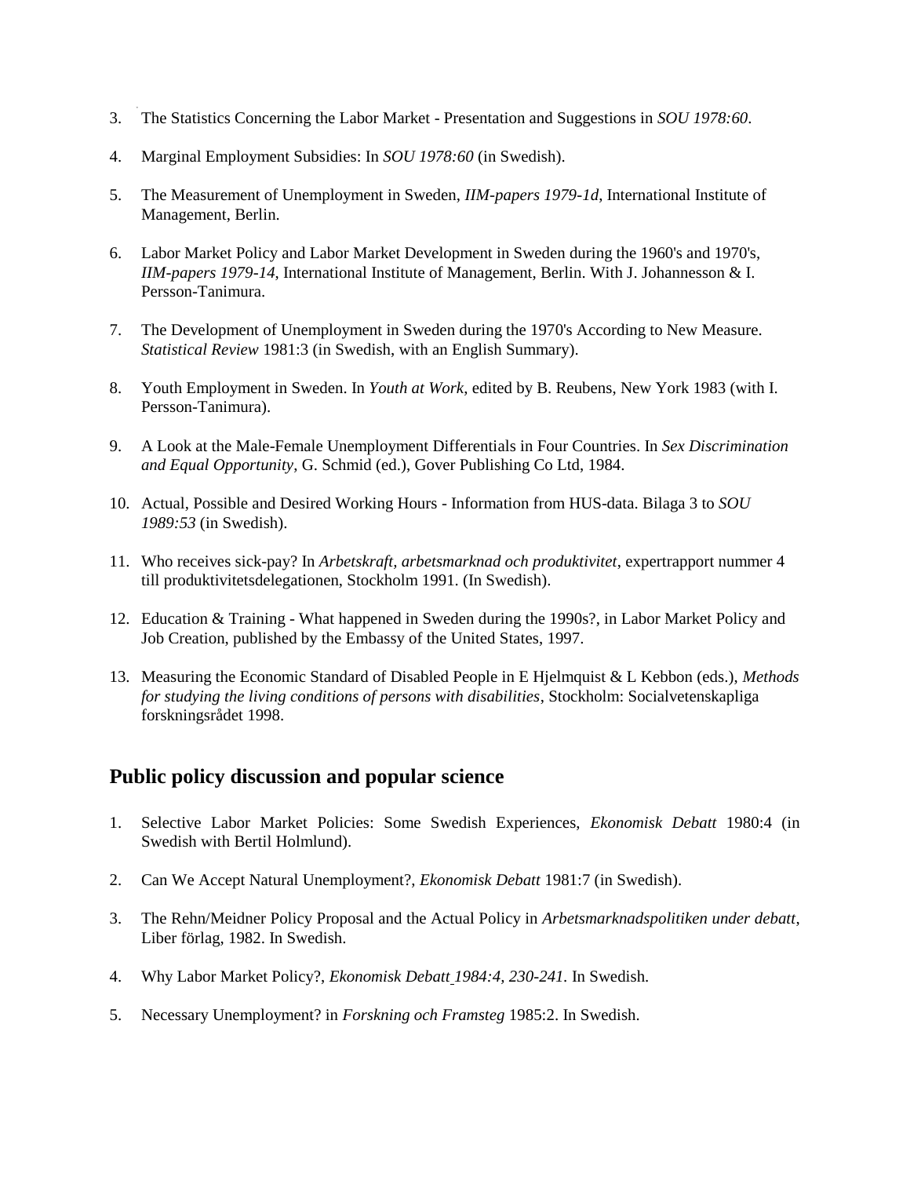3. The Statistics Concerning the Labor Market - Presentation and Suggestions in *SOU 1978:60*.

4. Marginal Employment Subsidies: In *SOU 1978:60* (in Swedish).

5. The Measurement of Unemployment in Sweden, *IIM-papers 1979-1d*, International Institute of Management, Berlin.

6. Labor Market Policy and Labor Market Development in Sweden during the 1960's and 1970's, *IIM-papers 1979-14*, International Institute of Management, Berlin. With J. Johannesson & I. Persson-Tanimura.

7. The Development of Unemployment in Sweden during the 1970's According to New Measure. *Statistical Review* 1981:3 (in Swedish, with an English Summary).

8. Youth Employment in Sweden. In *Youth at Work*, edited by B. Reubens, New York 1983 (with I. Persson-Tanimura).

9. A Look at the Male-Female Unemployment Differentials in Four Countries. In *Sex Discrimination and Equal Opportunity*, G. Schmid (ed.), Gover Publishing Co Ltd, 1984.

10. Actual, Possible and Desired Working Hours - Information from HUS-data. Bilaga 3 to *SOU 1989:53* (in Swedish).

11. Who receives sick-pay? In *Arbetskraft, arbetsmarknad och produktivitet*, expertrapport nummer 4 till produktivitetsdelegationen, Stockholm 1991. (In Swedish).

12. Education & Training - What happened in Sweden during the 1990s?, in Labor Market Policy and Job Creation, published by the Embassy of the United States, 1997.

13. Measuring the Economic Standard of Disabled People in E Hjelmquist & L Kebbon (eds.), *Methods for studying the living conditions of persons with disabilities*, Stockholm: Socialvetenskapliga forskningsrådet 1998.

## Public policy discussion and popular science

1. Selective Labor Market Policies: Some Swedish Experiences, *Ekonomisk Debatt* 1980:4 (in Swedish with Bertil Holmlund).

2. Can We Accept Natural Unemployment?, *Ekonomisk Debatt* 1981:7 (in Swedish).

3. The Rehn/Meidner Policy Proposal and the Actual Policy in *Arbetsmarknadspolitiken under debatt*, Liber förlag, 1982. In Swedish.

4. Why Labor Market Policy?, *Ekonomisk Debatt 1984:4, 230-241.* In Swedish.

5. Necessary Unemployment? in *Forskning och Framsteg* 1985:2. In Swedish.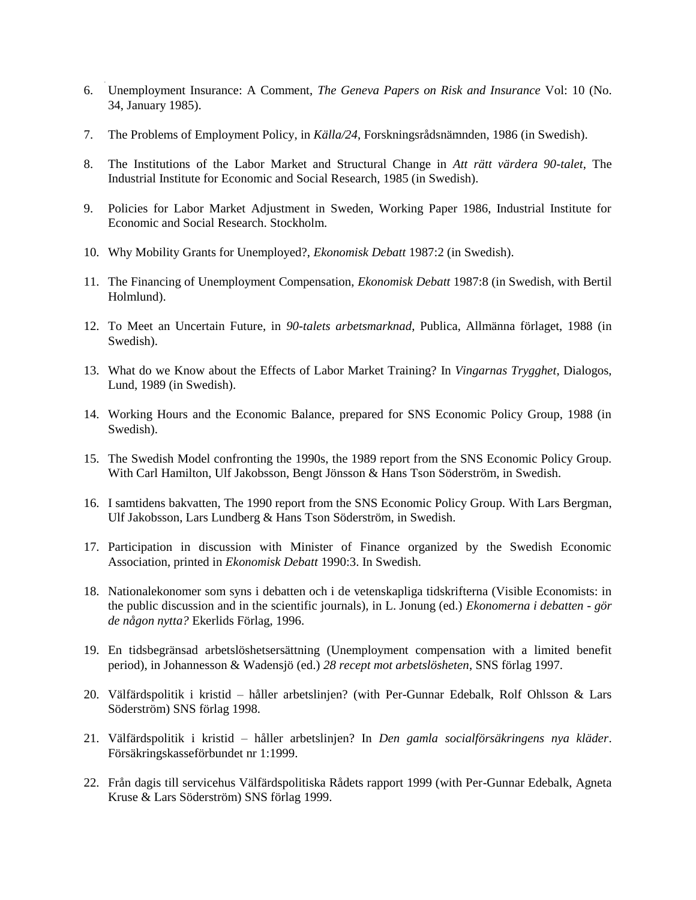6. Unemployment Insurance: A Comment, *The Geneva Papers on Risk and Insurance* Vol: 10 (No. 34, January 1985).

7. The Problems of Employment Policy, in *Källa/24*, Forskningsrådsnämnden, 1986 (in Swedish).

8. The Institutions of the Labor Market and Structural Change in *Att rätt värdera 90-talet,* The Industrial Institute for Economic and Social Research, 1985 (in Swedish).

9. Policies for Labor Market Adjustment in Sweden, Working Paper 1986, Industrial Institute for Economic and Social Research. Stockholm.

10. Why Mobility Grants for Unemployed?, *Ekonomisk Debatt* 1987:2 (in Swedish).

11. The Financing of Unemployment Compensation, *Ekonomisk Debatt* 1987:8 (in Swedish, with Bertil Holmlund).

12. To Meet an Uncertain Future, in *90-talets arbetsmarknad*, Publica, Allmänna förlaget, 1988 (in Swedish).

13. What do we Know about the Effects of Labor Market Training? In *Vingarnas Trygghet*, Dialogos, Lund, 1989 (in Swedish).

14. Working Hours and the Economic Balance, prepared for SNS Economic Policy Group, 1988 (in Swedish).

15. The Swedish Model confronting the 1990s, the 1989 report from the SNS Economic Policy Group. With Carl Hamilton, Ulf Jakobsson, Bengt Jönsson & Hans Tson Söderström, in Swedish.

16. I samtidens bakvatten, The 1990 report from the SNS Economic Policy Group. With Lars Bergman, Ulf Jakobsson, Lars Lundberg & Hans Tson Söderström, in Swedish.

17. Participation in discussion with Minister of Finance organized by the Swedish Economic Association, printed in *Ekonomisk Debatt* 1990:3. In Swedish.

18. Nationalekonomer som syns i debatten och i de vetenskapliga tidskrifterna (Visible Economists: in the public discussion and in the scientific journals), in L. Jonung (ed.) *Ekonomerna i debatten - gör de någon nytta?* Ekerlids Förlag, 1996.

19. En tidsbegränsad arbetslöshetsersättning (Unemployment compensation with a limited benefit period), in Johannesson & Wadensjö (ed.) *28 recept mot arbetslösheten*, SNS förlag 1997.

20. Välfärdspolitik i kristid – håller arbetslinjen? (with Per-Gunnar Edebalk, Rolf Ohlsson & Lars Söderström) SNS förlag 1998.

21. Välfärdspolitik i kristid – håller arbetslinjen? In *Den gamla socialförsäkringens nya kläder*. Försäkringskasseförbundet nr 1:1999.

22. Från dagis till servicehus Välfärdspolitiska Rådets rapport 1999 (with Per-Gunnar Edebalk, Agneta Kruse & Lars Söderström) SNS förlag 1999.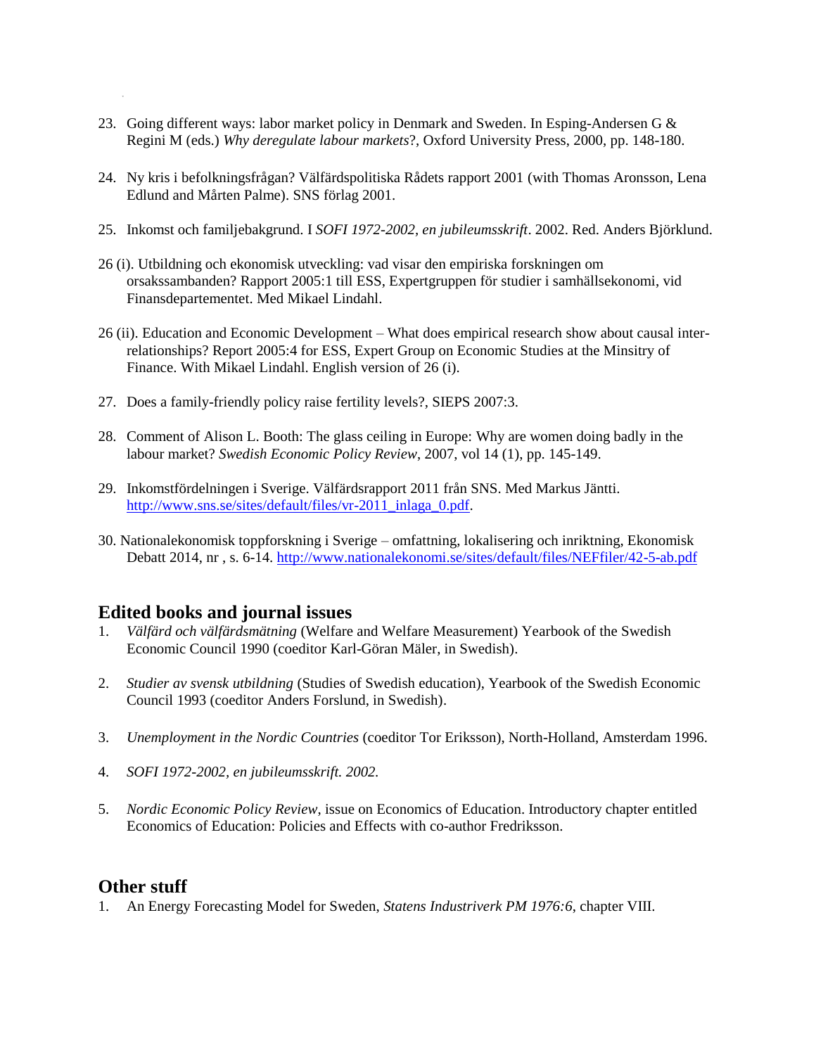23. Going different ways: labor market policy in Denmark and Sweden. In Esping-Andersen G & Regini M (eds.) *Why deregulate labour markets*?, Oxford University Press, 2000, pp. 148-180.

24. Ny kris i befolkningsfrågan? Välfärdspolitiska Rådets rapport 2001 (with Thomas Aronsson, Lena Edlund and Mårten Palme). SNS förlag 2001.

25. Inkomst och familjebakgrund. I *SOFI 1972-2002, en jubileumsskrift*. 2002. Red. Anders Björklund.

26 (i). Utbildning och ekonomisk utveckling: vad visar den empiriska forskningen om orsakssambanden? Rapport 2005:1 till ESS, Expertgruppen för studier i samhällsekonomi, vid Finansdepartementet. Med Mikael Lindahl.

26 (ii). Education and Economic Development – What does empirical research show about causal inter-relationships? Report 2005:4 for ESS, Expert Group on Economic Studies at the Minsitry of Finance. With Mikael Lindahl. English version of 26 (i).

27. Does a family-friendly policy raise fertility levels?, SIEPS 2007:3.

28. Comment of Alison L. Booth: The glass ceiling in Europe: Why are women doing badly in the labour market? *Swedish Economic Policy Review*, 2007, vol 14 (1), pp. 145-149.

29. Inkomstfördelningen i Sverige. Välfärdsrapport 2011 från SNS. Med Markus Jäntti. http://www.sns.se/sites/default/files/vr-2011_inlaga_0.pdf.

30. Nationalekonomisk toppforskning i Sverige – omfattning, lokalisering och inriktning, Ekonomisk Debatt 2014, nr , s. 6-14. http://www.nationalekonomi.se/sites/default/files/NEFfiler/42-5-ab.pdf

## Edited books and journal issues

1. *Välfärd och välfärdsmätning* (Welfare and Welfare Measurement) Yearbook of the Swedish Economic Council 1990 (coeditor Karl-Göran Mäler, in Swedish).

2. *Studier av svensk utbildning* (Studies of Swedish education), Yearbook of the Swedish Economic Council 1993 (coeditor Anders Forslund, in Swedish).

3. *Unemployment in the Nordic Countries* (coeditor Tor Eriksson), North-Holland, Amsterdam 1996.

4. *SOFI 1972-2002, en jubileumsskrift. 2002.*

5. *Nordic Economic Policy Review*, issue on Economics of Education. Introductory chapter entitled Economics of Education: Policies and Effects with co-author Fredriksson.

## Other stuff

1. An Energy Forecasting Model for Sweden, *Statens Industriverk PM 1976:6*, chapter VIII.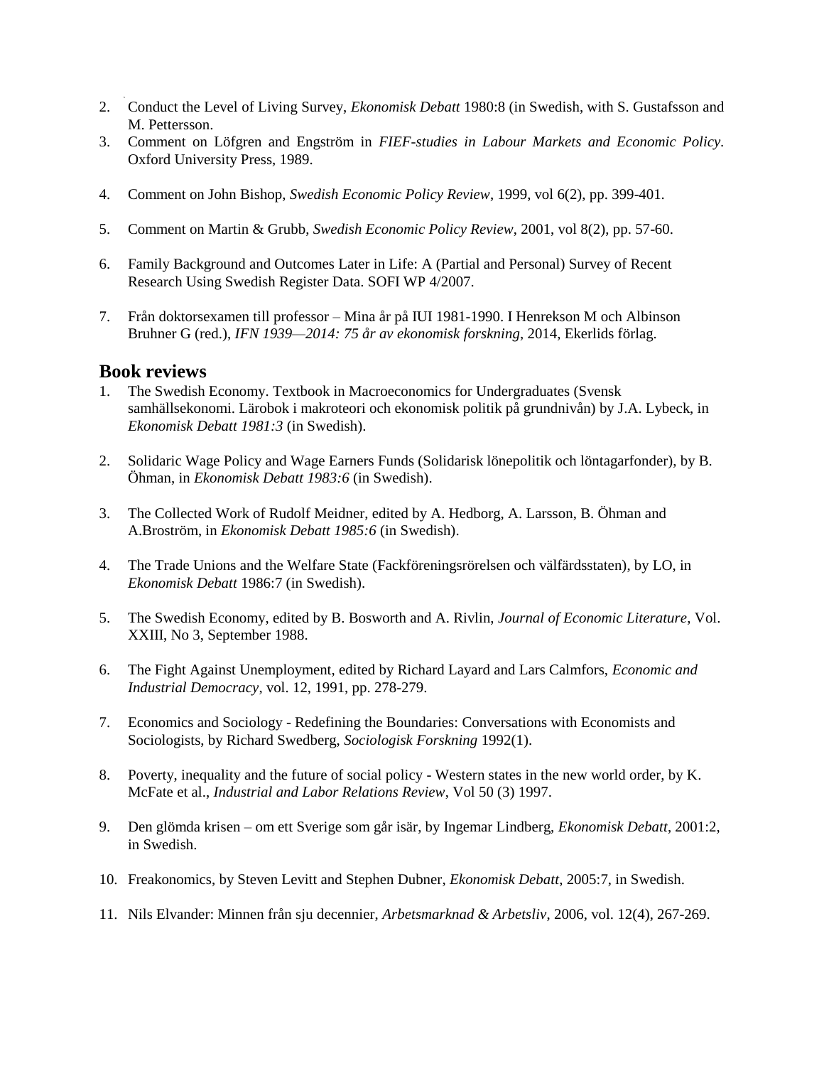2. Conduct the Level of Living Survey, *Ekonomisk Debatt* 1980:8 (in Swedish, with S. Gustafsson and M. Pettersson.
3. Comment on Löfgren and Engström in *FIEF-studies in Labour Markets and Economic Policy*. Oxford University Press, 1989.

4. Comment on John Bishop, *Swedish Economic Policy Review*, 1999, vol 6(2), pp. 399-401.

5. Comment on Martin & Grubb, *Swedish Economic Policy Review*, 2001, vol 8(2), pp. 57-60.

6. Family Background and Outcomes Later in Life: A (Partial and Personal) Survey of Recent Research Using Swedish Register Data. SOFI WP 4/2007.

7. Från doktorsexamen till professor – Mina år på IUI 1981-1990. I Henrekson M och Albinson Bruhner G (red.), *IFN 1939—2014: 75 år av ekonomisk forskning*, 2014, Ekerlids förlag.

## Book reviews

1. The Swedish Economy. Textbook in Macroeconomics for Undergraduates (Svensk samhällsekonomi. Lärobok i makroteori och ekonomisk politik på grundnivån) by J.A. Lybeck, in *Ekonomisk Debatt 1981:3* (in Swedish).

2. Solidaric Wage Policy and Wage Earners Funds (Solidarisk lönepolitik och löntagarfonder), by B. Öhman, in *Ekonomisk Debatt 1983:6* (in Swedish).

3. The Collected Work of Rudolf Meidner, edited by A. Hedborg, A. Larsson, B. Öhman and A.Broström, in *Ekonomisk Debatt 1985:6* (in Swedish).

4. The Trade Unions and the Welfare State (Fackföreningsrörelsen och välfärdsstaten), by LO, in *Ekonomisk Debatt* 1986:7 (in Swedish).

5. The Swedish Economy, edited by B. Bosworth and A. Rivlin, *Journal of Economic Literature*, Vol. XXIII, No 3, September 1988.

6. The Fight Against Unemployment, edited by Richard Layard and Lars Calmfors, *Economic and Industrial Democracy*, vol. 12, 1991, pp. 278-279.

7. Economics and Sociology - Redefining the Boundaries: Conversations with Economists and Sociologists, by Richard Swedberg, *Sociologisk Forskning* 1992(1).

8. Poverty, inequality and the future of social policy - Western states in the new world order, by K. McFate et al., *Industrial and Labor Relations Review*, Vol 50 (3) 1997.

9. Den glömda krisen – om ett Sverige som går isär, by Ingemar Lindberg, *Ekonomisk Debatt*, 2001:2, in Swedish.

10. Freakonomics, by Steven Levitt and Stephen Dubner, *Ekonomisk Debatt*, 2005:7, in Swedish.

11. Nils Elvander: Minnen från sju decennier, *Arbetsmarknad & Arbetsliv*, 2006, vol. 12(4), 267-269.